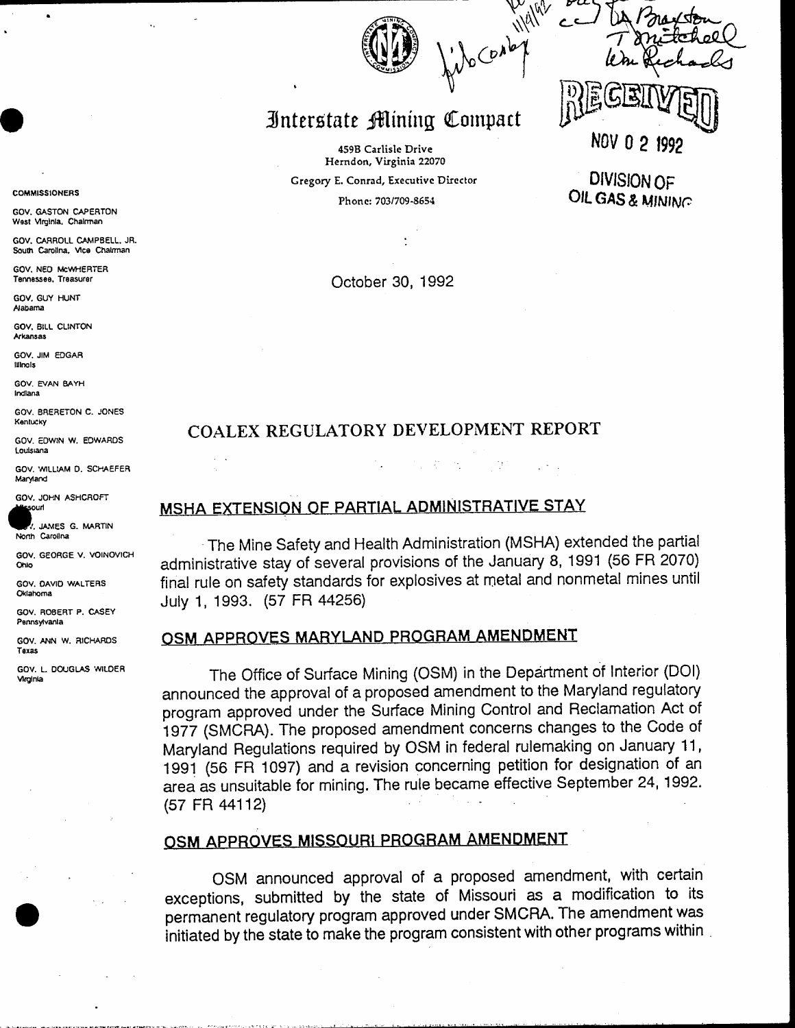# Interstate Mining Compact

459B Carlisle Drive
Herndon, Virginia 22070

Gregory E. Conrad, Executive Director

Phone: 703/709-8654

RECEIVED

NOV 0 2 1992

DIVISION OF OIL GAS & MINING

**COMMISSIONERS**

GOV. GASTON CAPERTON
West Virginia, Chairman

GOV. CARROLL CAMPBELL, JR.
South Carolina, Vice Chairman

GOV. NED McWHERTER
Tennessee, Treasurer

GOV. GUY HUNT
Alabama

GOV. BILL CLINTON
Arkansas

GOV. JIM EDGAR
Illinois

GOV. EVAN BAYH
Indiana

GOV. BRERETON C. JONES
Kentucky

GOV. EDWIN W. EDWARDS
Louisiana

GOV. WILLIAM D. SCHAEFER
Maryland

GOV. JOHN ASHCROFT
Missouri

GOV. JAMES G. MARTIN
North Carolina

GOV. GEORGE V. VOINOVICH
Ohio

GOV. DAVID WALTERS
Oklahoma

GOV. ROBERT P. CASEY
Pennsylvania

GOV. ANN W. RICHARDS
Texas

GOV. L. DOUGLAS WILDER
Virginia

October 30, 1992

## COALEX REGULATORY DEVELOPMENT REPORT

### MSHA EXTENSION OF PARTIAL ADMINISTRATIVE STAY

The Mine Safety and Health Administration (MSHA) extended the partial administrative stay of several provisions of the January 8, 1991 (56 FR 2070) final rule on safety standards for explosives at metal and nonmetal mines until July 1, 1993. (57 FR 44256)

### OSM APPROVES MARYLAND PROGRAM AMENDMENT

The Office of Surface Mining (OSM) in the Department of Interior (DOI) announced the approval of a proposed amendment to the Maryland regulatory program approved under the Surface Mining Control and Reclamation Act of 1977 (SMCRA). The proposed amendment concerns changes to the Code of Maryland Regulations required by OSM in federal rulemaking on January 11, 1991 (56 FR 1097) and a revision concerning petition for designation of an area as unsuitable for mining. The rule became effective September 24, 1992. (57 FR 44112)

### OSM APPROVES MISSOURI PROGRAM AMENDMENT

OSM announced approval of a proposed amendment, with certain exceptions, submitted by the state of Missouri as a modification to its permanent regulatory program approved under SMCRA. The amendment was initiated by the state to make the program consistent with other programs within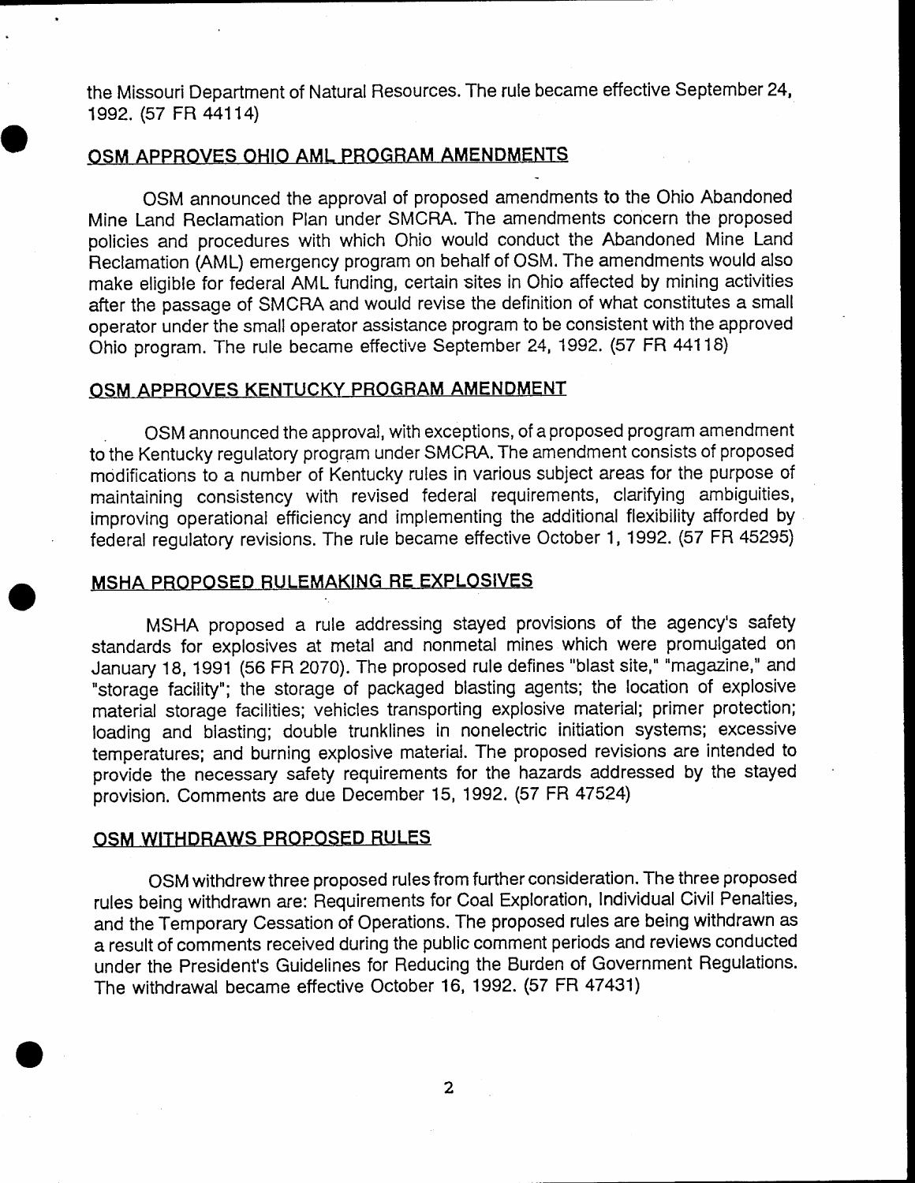the Missouri Department of Natural Resources. The rule became effective September 24, 1992. (57 FR 44114)

## OSM APPROVES OHIO AML PROGRAM AMENDMENTS

OSM announced the approval of proposed amendments to the Ohio Abandoned Mine Land Reclamation Plan under SMCRA. The amendments concern the proposed policies and procedures with which Ohio would conduct the Abandoned Mine Land Reclamation (AML) emergency program on behalf of OSM. The amendments would also make eligible for federal AML funding, certain sites in Ohio affected by mining activities after the passage of SMCRA and would revise the definition of what constitutes a small operator under the small operator assistance program to be consistent with the approved Ohio program. The rule became effective September 24, 1992. (57 FR 44118)

## OSM APPROVES KENTUCKY PROGRAM AMENDMENT

OSM announced the approval, with exceptions, of a proposed program amendment to the Kentucky regulatory program under SMCRA. The amendment consists of proposed modifications to a number of Kentucky rules in various subject areas for the purpose of maintaining consistency with revised federal requirements, clarifying ambiguities, improving operational efficiency and implementing the additional flexibility afforded by federal regulatory revisions. The rule became effective October 1, 1992. (57 FR 45295)

## MSHA PROPOSED RULEMAKING RE EXPLOSIVES

MSHA proposed a rule addressing stayed provisions of the agency's safety standards for explosives at metal and nonmetal mines which were promulgated on January 18, 1991 (56 FR 2070). The proposed rule defines "blast site," "magazine," and "storage facility"; the storage of packaged blasting agents; the location of explosive material storage facilities; vehicles transporting explosive material; primer protection; loading and blasting; double trunklines in nonelectric initiation systems; excessive temperatures; and burning explosive material. The proposed revisions are intended to provide the necessary safety requirements for the hazards addressed by the stayed provision. Comments are due December 15, 1992. (57 FR 47524)

## OSM WITHDRAWS PROPOSED RULES

OSM withdrew three proposed rules from further consideration. The three proposed rules being withdrawn are: Requirements for Coal Exploration, Individual Civil Penalties, and the Temporary Cessation of Operations. The proposed rules are being withdrawn as a result of comments received during the public comment periods and reviews conducted under the President's Guidelines for Reducing the Burden of Government Regulations. The withdrawal became effective October 16, 1992. (57 FR 47431)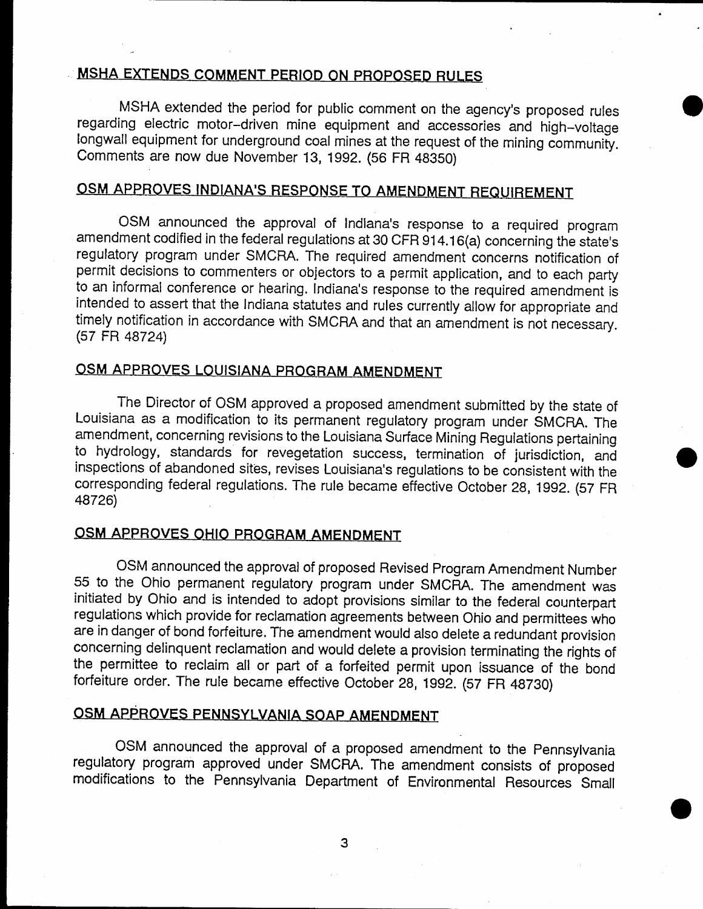## MSHA EXTENDS COMMENT PERIOD ON PROPOSED RULES

MSHA extended the period for public comment on the agency's proposed rules regarding electric motor-driven mine equipment and accessories and high-voltage longwall equipment for underground coal mines at the request of the mining community. Comments are now due November 13, 1992. (56 FR 48350)

## OSM APPROVES INDIANA'S RESPONSE TO AMENDMENT REQUIREMENT

OSM announced the approval of Indiana's response to a required program amendment codified in the federal regulations at 30 CFR 914.16(a) concerning the state's regulatory program under SMCRA. The required amendment concerns notification of permit decisions to commenters or objectors to a permit application, and to each party to an informal conference or hearing. Indiana's response to the required amendment is intended to assert that the Indiana statutes and rules currently allow for appropriate and timely notification in accordance with SMCRA and that an amendment is not necessary. (57 FR 48724)

## OSM APPROVES LOUISIANA PROGRAM AMENDMENT

The Director of OSM approved a proposed amendment submitted by the state of Louisiana as a modification to its permanent regulatory program under SMCRA. The amendment, concerning revisions to the Louisiana Surface Mining Regulations pertaining to hydrology, standards for revegetation success, termination of jurisdiction, and inspections of abandoned sites, revises Louisiana's regulations to be consistent with the corresponding federal regulations. The rule became effective October 28, 1992. (57 FR 48726)

## OSM APPROVES OHIO PROGRAM AMENDMENT

OSM announced the approval of proposed Revised Program Amendment Number 55 to the Ohio permanent regulatory program under SMCRA. The amendment was initiated by Ohio and is intended to adopt provisions similar to the federal counterpart regulations which provide for reclamation agreements between Ohio and permittees who are in danger of bond forfeiture. The amendment would also delete a redundant provision concerning delinquent reclamation and would delete a provision terminating the rights of the permittee to reclaim all or part of a forfeited permit upon issuance of the bond forfeiture order. The rule became effective October 28, 1992. (57 FR 48730)

## OSM APPROVES PENNSYLVANIA SOAP AMENDMENT

OSM announced the approval of a proposed amendment to the Pennsylvania regulatory program approved under SMCRA. The amendment consists of proposed modifications to the Pennsylvania Department of Environmental Resources Small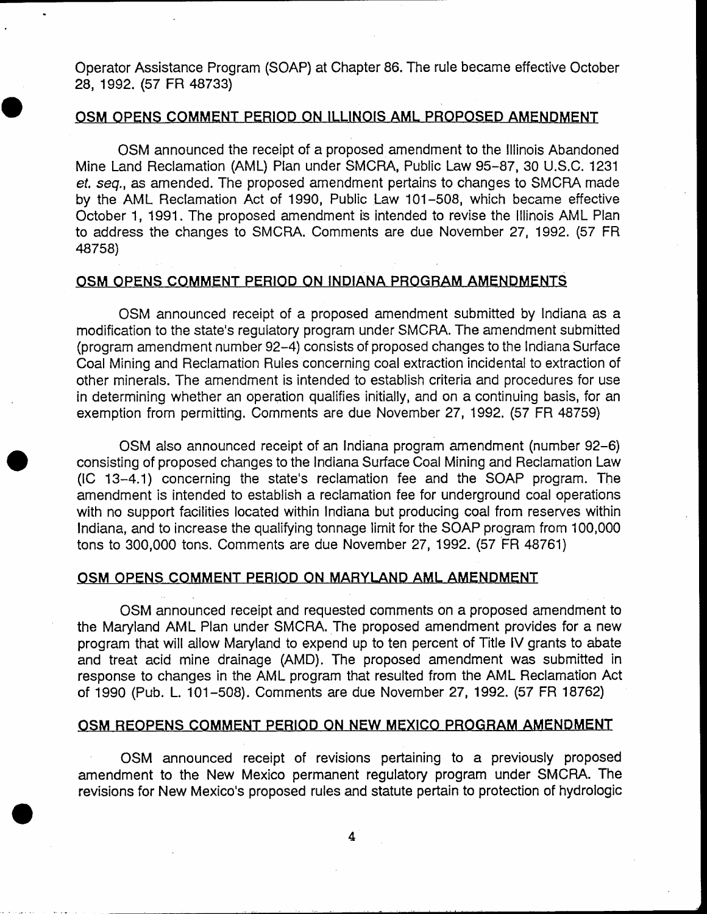Operator Assistance Program (SOAP) at Chapter 86. The rule became effective October 28, 1992. (57 FR 48733)

## OSM OPENS COMMENT PERIOD ON ILLINOIS AML PROPOSED AMENDMENT

OSM announced the receipt of a proposed amendment to the Illinois Abandoned Mine Land Reclamation (AML) Plan under SMCRA, Public Law 95-87, 30 U.S.C. 1231 *et. seq.*, as amended. The proposed amendment pertains to changes to SMCRA made by the AML Reclamation Act of 1990, Public Law 101-508, which became effective October 1, 1991. The proposed amendment is intended to revise the Illinois AML Plan to address the changes to SMCRA. Comments are due November 27, 1992. (57 FR 48758)

## OSM OPENS COMMENT PERIOD ON INDIANA PROGRAM AMENDMENTS

OSM announced receipt of a proposed amendment submitted by Indiana as a modification to the state's regulatory program under SMCRA. The amendment submitted (program amendment number 92-4) consists of proposed changes to the Indiana Surface Coal Mining and Reclamation Rules concerning coal extraction incidental to extraction of other minerals. The amendment is intended to establish criteria and procedures for use in determining whether an operation qualifies initially, and on a continuing basis, for an exemption from permitting. Comments are due November 27, 1992. (57 FR 48759)

OSM also announced receipt of an Indiana program amendment (number 92-6) consisting of proposed changes to the Indiana Surface Coal Mining and Reclamation Law (IC 13-4.1) concerning the state's reclamation fee and the SOAP program. The amendment is intended to establish a reclamation fee for underground coal operations with no support facilities located within Indiana but producing coal from reserves within Indiana, and to increase the qualifying tonnage limit for the SOAP program from 100,000 tons to 300,000 tons. Comments are due November 27, 1992. (57 FR 48761)

## OSM OPENS COMMENT PERIOD ON MARYLAND AML AMENDMENT

OSM announced receipt and requested comments on a proposed amendment to the Maryland AML Plan under SMCRA. The proposed amendment provides for a new program that will allow Maryland to expend up to ten percent of Title IV grants to abate and treat acid mine drainage (AMD). The proposed amendment was submitted in response to changes in the AML program that resulted from the AML Reclamation Act of 1990 (Pub. L. 101-508). Comments are due November 27, 1992. (57 FR 18762)

## OSM REOPENS COMMENT PERIOD ON NEW MEXICO PROGRAM AMENDMENT

OSM announced receipt of revisions pertaining to a previously proposed amendment to the New Mexico permanent regulatory program under SMCRA. The revisions for New Mexico's proposed rules and statute pertain to protection of hydrologic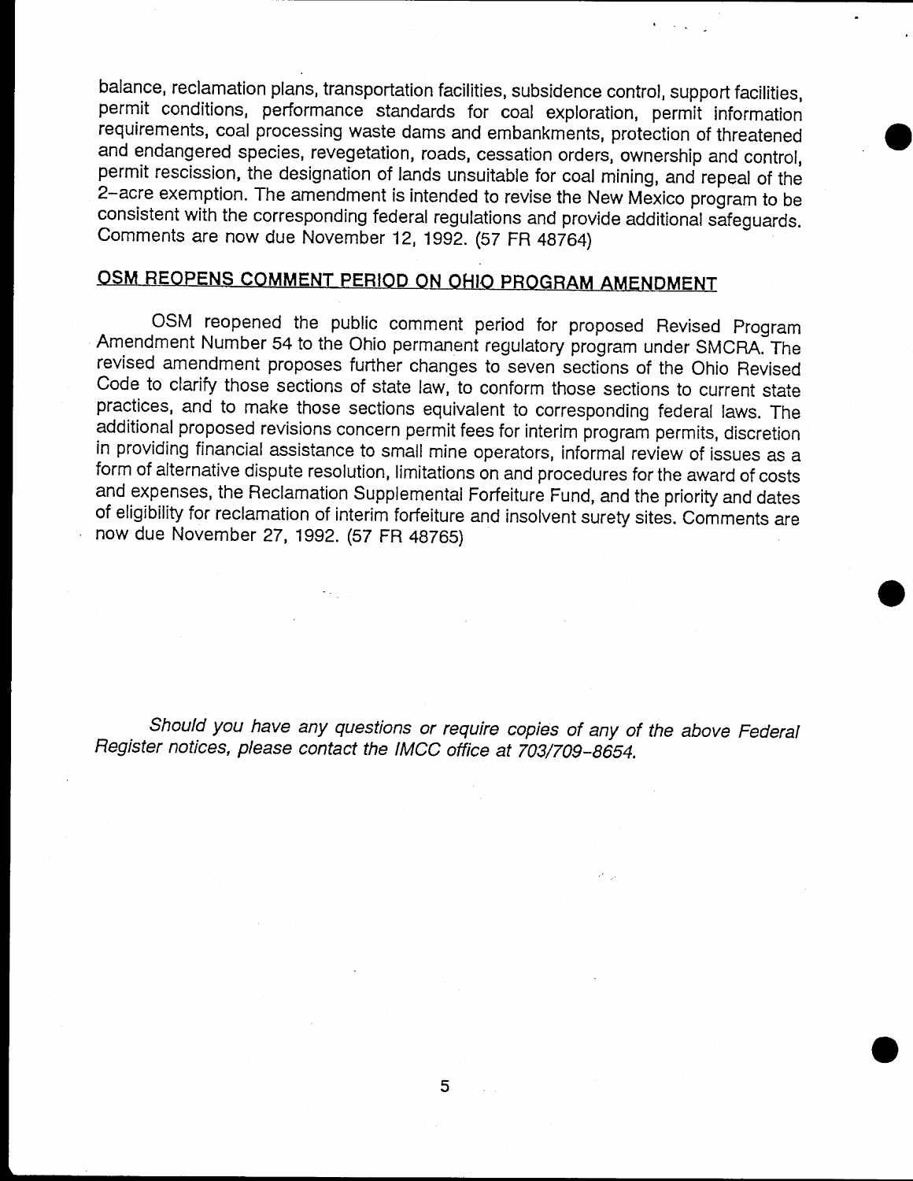balance, reclamation plans, transportation facilities, subsidence control, support facilities, permit conditions, performance standards for coal exploration, permit information requirements, coal processing waste dams and embankments, protection of threatened and endangered species, revegetation, roads, cessation orders, ownership and control, permit rescission, the designation of lands unsuitable for coal mining, and repeal of the 2-acre exemption. The amendment is intended to revise the New Mexico program to be consistent with the corresponding federal regulations and provide additional safeguards. Comments are now due November 12, 1992. (57 FR 48764)

## OSM REOPENS COMMENT PERIOD ON OHIO PROGRAM AMENDMENT

OSM reopened the public comment period for proposed Revised Program Amendment Number 54 to the Ohio permanent regulatory program under SMCRA. The revised amendment proposes further changes to seven sections of the Ohio Revised Code to clarify those sections of state law, to conform those sections to current state practices, and to make those sections equivalent to corresponding federal laws. The additional proposed revisions concern permit fees for interim program permits, discretion in providing financial assistance to small mine operators, informal review of issues as a form of alternative dispute resolution, limitations on and procedures for the award of costs and expenses, the Reclamation Supplemental Forfeiture Fund, and the priority and dates of eligibility for reclamation of interim forfeiture and insolvent surety sites. Comments are now due November 27, 1992. (57 FR 48765)

*Should you have any questions or require copies of any of the above Federal Register notices, please contact the IMCC office at 703/709-8654.*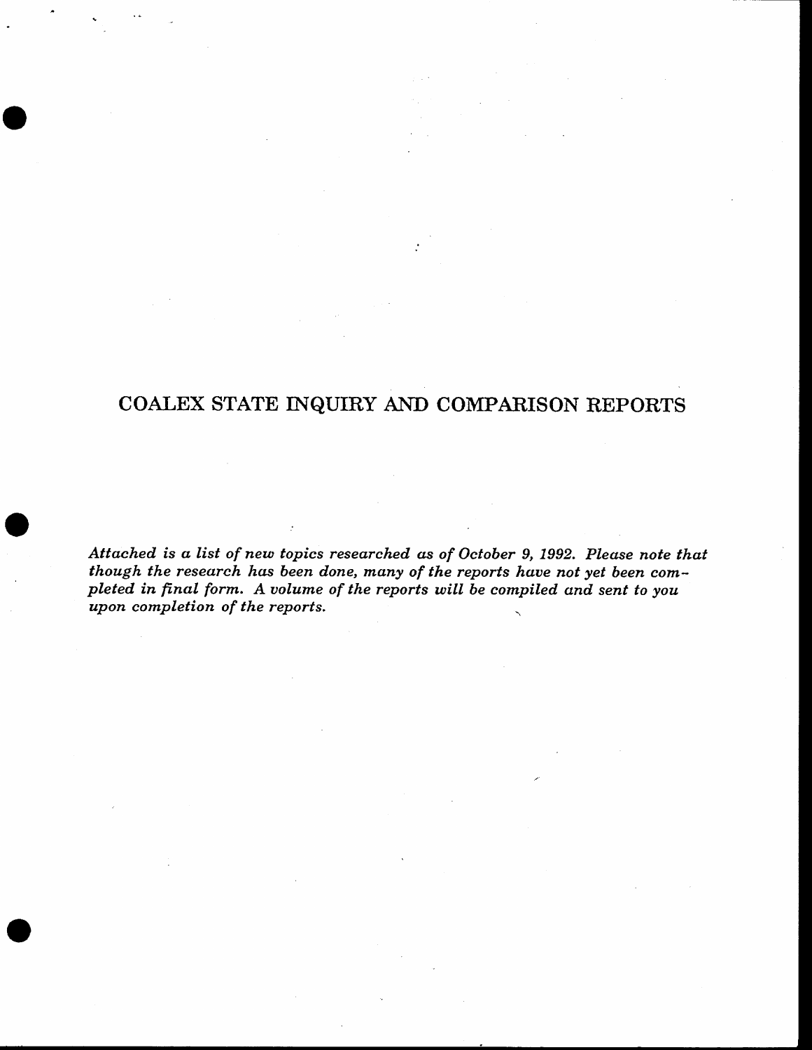# COALEX STATE INQUIRY AND COMPARISON REPORTS

*Attached is a list of new topics researched as of October 9, 1992. Please note that though the research has been done, many of the reports have not yet been completed in final form. A volume of the reports will be compiled and sent to you upon completion of the reports.*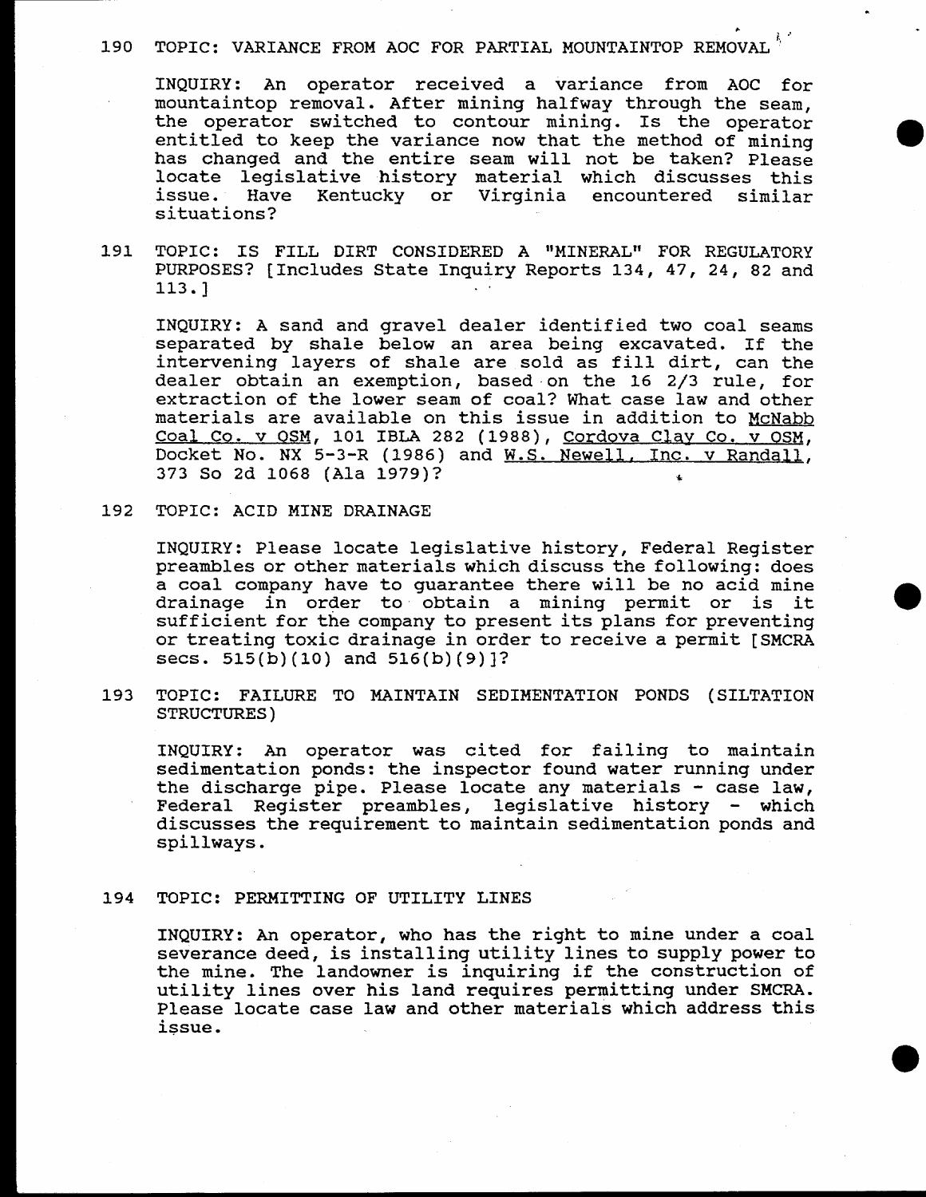190 TOPIC: VARIANCE FROM AOC FOR PARTIAL MOUNTAINTOP REMOVAL

INQUIRY: An operator received a variance from AOC for mountaintop removal. After mining halfway through the seam, the operator switched to contour mining. Is the operator entitled to keep the variance now that the method of mining has changed and the entire seam will not be taken? Please locate legislative history material which discusses this issue. Have Kentucky or Virginia encountered similar situations?

191 TOPIC: IS FILL DIRT CONSIDERED A "MINERAL" FOR REGULATORY PURPOSES? [Includes State Inquiry Reports 134, 47, 24, 82 and 113.]

INQUIRY: A sand and gravel dealer identified two coal seams separated by shale below an area being excavated. If the intervening layers of shale are sold as fill dirt, can the dealer obtain an exemption, based on the 16 2/3 rule, for extraction of the lower seam of coal? What case law and other materials are available on this issue in addition to McNabb Coal Co. v OSM, 101 IBLA 282 (1988), Cordova Clay Co. v OSM, Docket No. NX 5-3-R (1986) and W.S. Newell, Inc. v Randall, 373 So 2d 1068 (Ala 1979)?

192 TOPIC: ACID MINE DRAINAGE

INQUIRY: Please locate legislative history, Federal Register preambles or other materials which discuss the following: does a coal company have to guarantee there will be no acid mine drainage in order to obtain a mining permit or is it sufficient for the company to present its plans for preventing or treating toxic drainage in order to receive a permit [SMCRA secs. 515(b)(10) and 516(b)(9)]?

193 TOPIC: FAILURE TO MAINTAIN SEDIMENTATION PONDS (SILTATION STRUCTURES)

INQUIRY: An operator was cited for failing to maintain sedimentation ponds: the inspector found water running under the discharge pipe. Please locate any materials - case law, Federal Register preambles, legislative history - which discusses the requirement to maintain sedimentation ponds and spillways.

194 TOPIC: PERMITTING OF UTILITY LINES

INQUIRY: An operator, who has the right to mine under a coal severance deed, is installing utility lines to supply power to the mine. The landowner is inquiring if the construction of utility lines over his land requires permitting under SMCRA. Please locate case law and other materials which address this issue.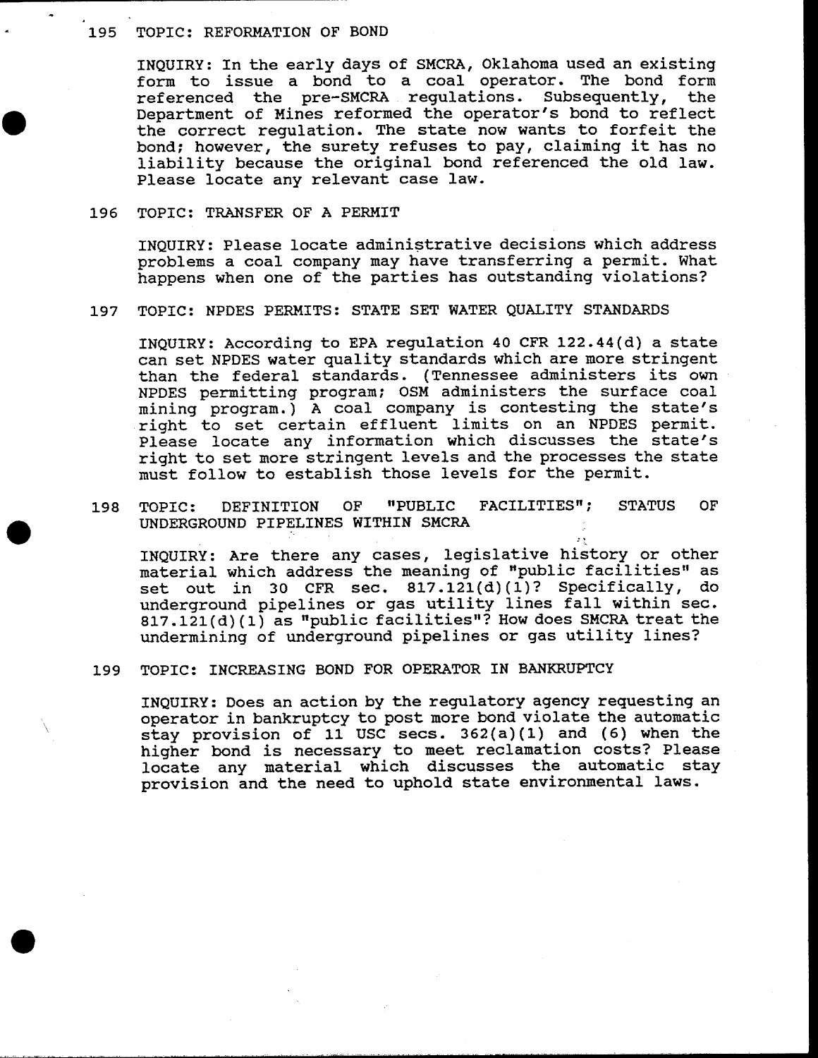195 TOPIC: REFORMATION OF BOND

INQUIRY: In the early days of SMCRA, Oklahoma used an existing form to issue a bond to a coal operator. The bond form referenced the pre-SMCRA regulations. Subsequently, the Department of Mines reformed the operator's bond to reflect the correct regulation. The state now wants to forfeit the bond; however, the surety refuses to pay, claiming it has no liability because the original bond referenced the old law. Please locate any relevant case law.

196 TOPIC: TRANSFER OF A PERMIT

INQUIRY: Please locate administrative decisions which address problems a coal company may have transferring a permit. What happens when one of the parties has outstanding violations?

197 TOPIC: NPDES PERMITS: STATE SET WATER QUALITY STANDARDS

INQUIRY: According to EPA regulation 40 CFR 122.44(d) a state can set NPDES water quality standards which are more stringent than the federal standards. (Tennessee administers its own NPDES permitting program; OSM administers the surface coal mining program.) A coal company is contesting the state's right to set certain effluent limits on an NPDES permit. Please locate any information which discusses the state's right to set more stringent levels and the processes the state must follow to establish those levels for the permit.

198 TOPIC: DEFINITION OF "PUBLIC FACILITIES"; STATUS OF UNDERGROUND PIPELINES WITHIN SMCRA

INQUIRY: Are there any cases, legislative history or other material which address the meaning of "public facilities" as set out in 30 CFR sec. 817.121(d)(1)? Specifically, do underground pipelines or gas utility lines fall within sec. 817.121(d)(1) as "public facilities"? How does SMCRA treat the undermining of underground pipelines or gas utility lines?

199 TOPIC: INCREASING BOND FOR OPERATOR IN BANKRUPTCY

INQUIRY: Does an action by the regulatory agency requesting an operator in bankruptcy to post more bond violate the automatic stay provision of 11 USC secs. 362(a)(1) and (6) when the higher bond is necessary to meet reclamation costs? Please locate any material which discusses the automatic stay provision and the need to uphold state environmental laws.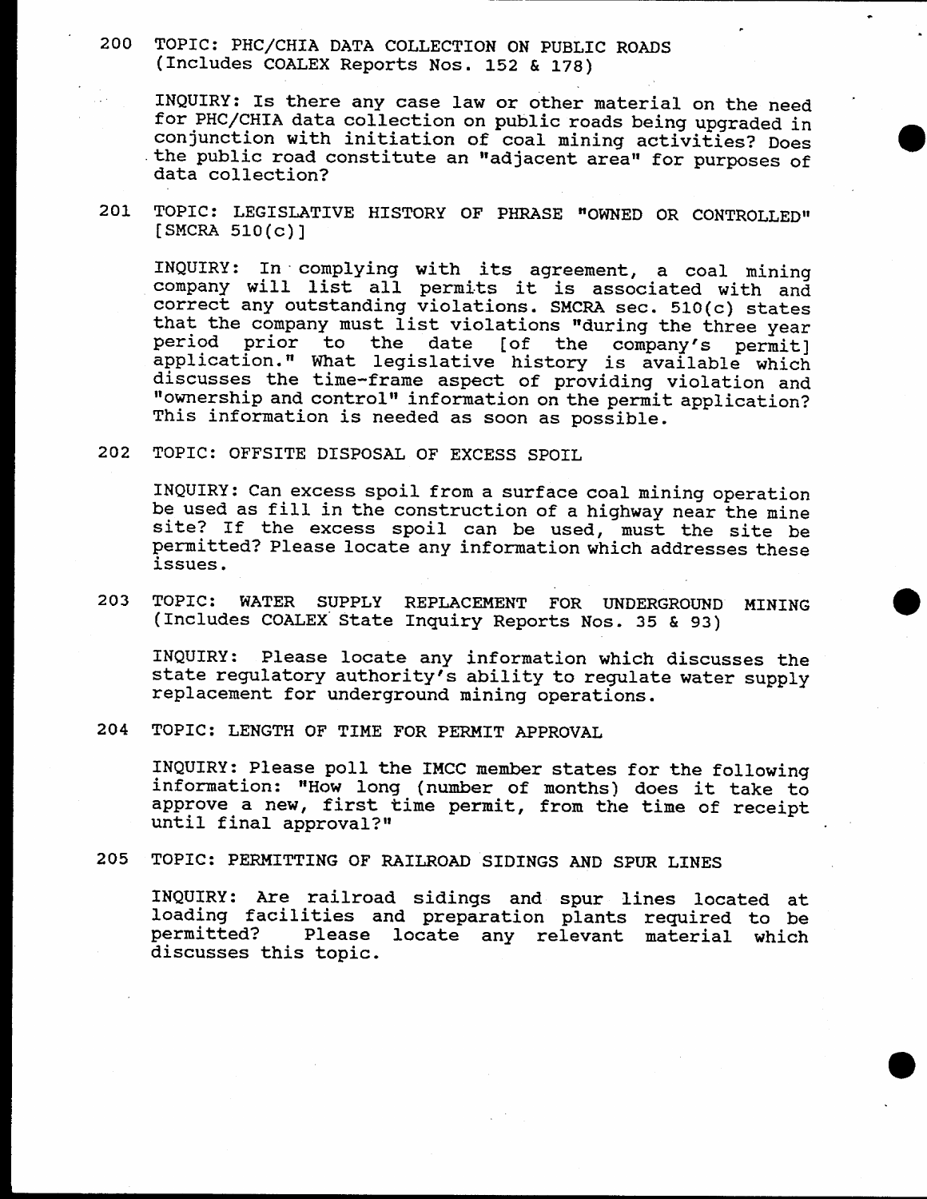200 TOPIC: PHC/CHIA DATA COLLECTION ON PUBLIC ROADS (Includes COALEX Reports Nos. 152 & 178)

INQUIRY: Is there any case law or other material on the need for PHC/CHIA data collection on public roads being upgraded in conjunction with initiation of coal mining activities? Does the public road constitute an "adjacent area" for purposes of data collection?

201 TOPIC: LEGISLATIVE HISTORY OF PHRASE "OWNED OR CONTROLLED" [SMCRA 510(c)]

INQUIRY: In complying with its agreement, a coal mining company will list all permits it is associated with and correct any outstanding violations. SMCRA sec. 510(c) states that the company must list violations "during the three year period prior to the date [of the company's permit] application." What legislative history is available which discusses the time-frame aspect of providing violation and "ownership and control" information on the permit application? This information is needed as soon as possible.

202 TOPIC: OFFSITE DISPOSAL OF EXCESS SPOIL

INQUIRY: Can excess spoil from a surface coal mining operation be used as fill in the construction of a highway near the mine site? If the excess spoil can be used, must the site be permitted? Please locate any information which addresses these issues.

203 TOPIC: WATER SUPPLY REPLACEMENT FOR UNDERGROUND MINING (Includes COALEX State Inquiry Reports Nos. 35 & 93)

INQUIRY: Please locate any information which discusses the state regulatory authority's ability to regulate water supply replacement for underground mining operations.

204 TOPIC: LENGTH OF TIME FOR PERMIT APPROVAL

INQUIRY: Please poll the IMCC member states for the following information: "How long (number of months) does it take to approve a new, first time permit, from the time of receipt until final approval?"

205 TOPIC: PERMITTING OF RAILROAD SIDINGS AND SPUR LINES

INQUIRY: Are railroad sidings and spur lines located at loading facilities and preparation plants required to be permitted? Please locate any relevant material which discusses this topic.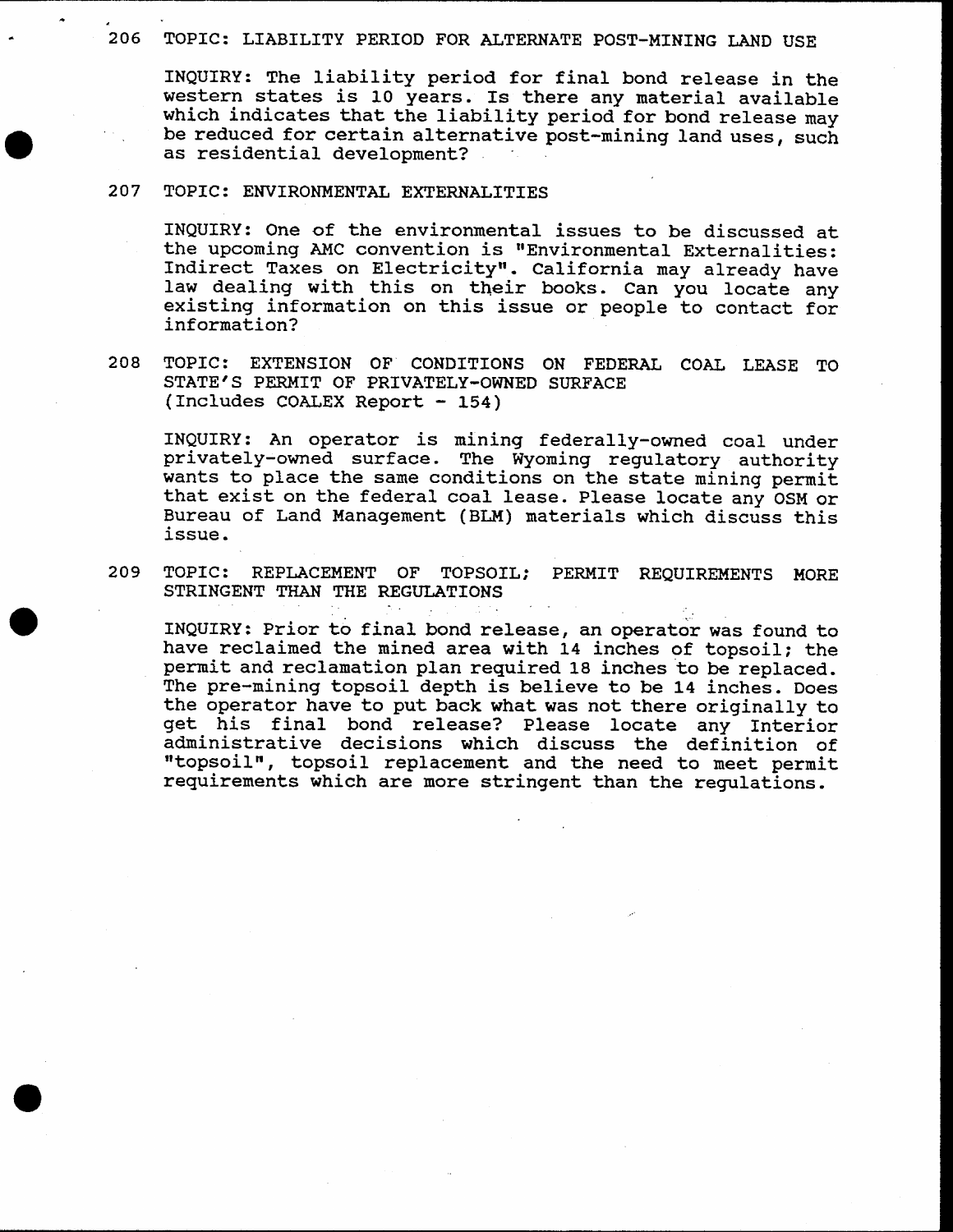206 TOPIC: LIABILITY PERIOD FOR ALTERNATE POST-MINING LAND USE

INQUIRY: The liability period for final bond release in the western states is 10 years. Is there any material available which indicates that the liability period for bond release may be reduced for certain alternative post-mining land uses, such as residential development?

207 TOPIC: ENVIRONMENTAL EXTERNALITIES

INQUIRY: One of the environmental issues to be discussed at the upcoming AMC convention is "Environmental Externalities: Indirect Taxes on Electricity". California may already have law dealing with this on their books. Can you locate any existing information on this issue or people to contact for information?

208 TOPIC: EXTENSION OF CONDITIONS ON FEDERAL COAL LEASE TO STATE'S PERMIT OF PRIVATELY-OWNED SURFACE (Includes COALEX Report - 154)

INQUIRY: An operator is mining federally-owned coal under privately-owned surface. The Wyoming regulatory authority wants to place the same conditions on the state mining permit that exist on the federal coal lease. Please locate any OSM or Bureau of Land Management (BLM) materials which discuss this issue.

209 TOPIC: REPLACEMENT OF TOPSOIL; PERMIT REQUIREMENTS MORE STRINGENT THAN THE REGULATIONS

INQUIRY: Prior to final bond release, an operator was found to have reclaimed the mined area with 14 inches of topsoil; the permit and reclamation plan required 18 inches to be replaced. The pre-mining topsoil depth is believe to be 14 inches. Does the operator have to put back what was not there originally to get his final bond release? Please locate any Interior administrative decisions which discuss the definition of "topsoil", topsoil replacement and the need to meet permit requirements which are more stringent than the regulations.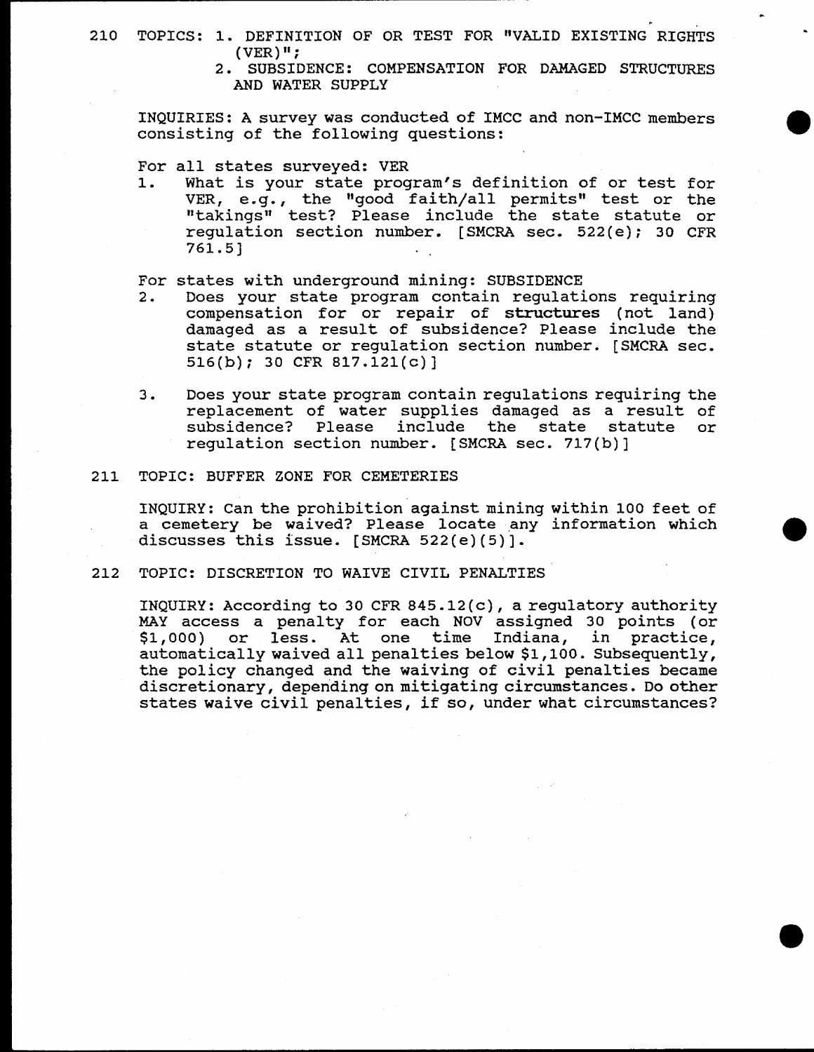210 TOPICS: 1. DEFINITION OF OR TEST FOR "VALID EXISTING RIGHTS (VER)";
2. SUBSIDENCE: COMPENSATION FOR DAMAGED STRUCTURES AND WATER SUPPLY

INQUIRIES: A survey was conducted of IMCC and non-IMCC members consisting of the following questions:

For all states surveyed: VER

1. What is your state program's definition of or test for VER, e.g., the "good faith/all permits" test or the "takings" test? Please include the state statute or regulation section number. [SMCRA sec. 522(e); 30 CFR 761.5]

For states with underground mining: SUBSIDENCE

2. Does your state program contain regulations requiring compensation for or repair of **structures** (not land) damaged as a result of subsidence? Please include the state statute or regulation section number. [SMCRA sec. 516(b); 30 CFR 817.121(c)]

3. Does your state program contain regulations requiring the replacement of water supplies damaged as a result of subsidence? Please include the state statute or regulation section number. [SMCRA sec. 717(b)]

211 TOPIC: BUFFER ZONE FOR CEMETERIES

INQUIRY: Can the prohibition against mining within 100 feet of a cemetery be waived? Please locate any information which discusses this issue. [SMCRA 522(e)(5)].

212 TOPIC: DISCRETION TO WAIVE CIVIL PENALTIES

INQUIRY: According to 30 CFR 845.12(c), a regulatory authority MAY access a penalty for each NOV assigned 30 points (or $1,000) or less. At one time Indiana, in practice, automatically waived all penalties below $1,100. Subsequently, the policy changed and the waiving of civil penalties became discretionary, depending on mitigating circumstances. Do other states waive civil penalties, if so, under what circumstances?